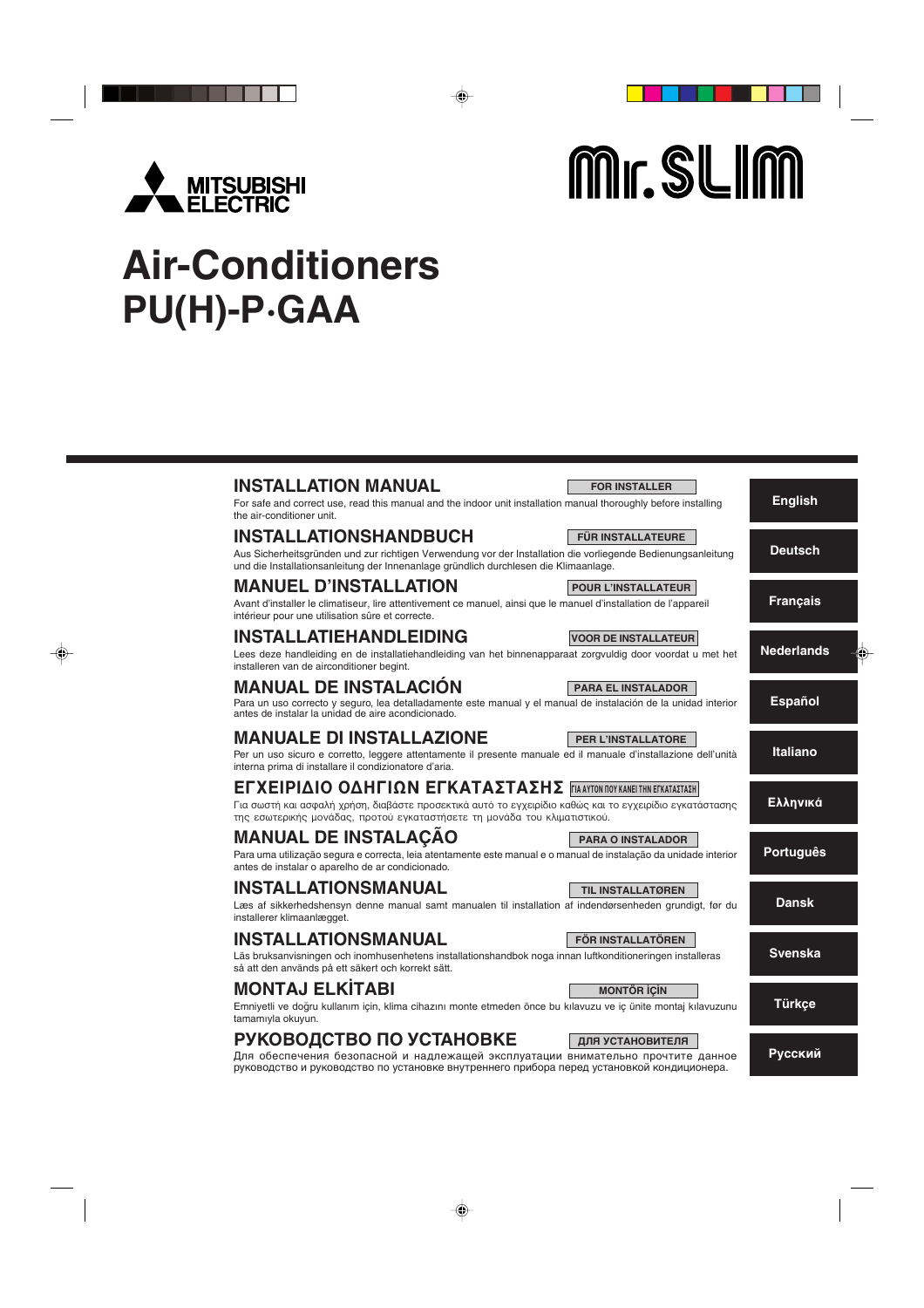MITSUBISHI ELECTRIC

Mr.SLIM

# Air-Conditioners
# PU(H)-P·GAA

## INSTALLATION MANUAL

FOR INSTALLER

For safe and correct use, read this manual and the indoor unit installation manual thoroughly before installing the air-conditioner unit.

English

## INSTALLATIONSHANDBUCH

FÜR INSTALLATEURE

Aus Sicherheitsgründen und zur richtigen Verwendung vor der Installation die vorliegende Bedienungsanleitung und die Installationsanleitung der Innenanlage gründlich durchlesen die Klimaanlage.

Deutsch

## MANUEL D'INSTALLATION

POUR L'INSTALLATEUR

Avant d'installer le climatiseur, lire attentivement ce manuel, ainsi que le manuel d'installation de l'appareil intérieur pour une utilisation sûre et correcte.

Français

## INSTALLATIEHANDLEIDING

VOOR DE INSTALLATEUR

Lees deze handleiding en de installatiehandleiding van het binnenapparaat zorgvuldig door voordat u met het installeren van de airconditioner begint.

Nederlands

## MANUAL DE INSTALACIÓN

PARA EL INSTALADOR

Para un uso correcto y seguro, lea detalladamente este manual y el manual de instalación de la unidad interior antes de instalar la unidad de aire acondicionado.

Español

## MANUALE DI INSTALLAZIONE

PER L'INSTALLATORE

Per un uso sicuro e corretto, leggere attentamente il presente manuale ed il manuale d'installazione dell'unità interna prima di installare il condizionatore d'aria.

Italiano

## ΕΓΧΕΙΡΙΔΙΟ ΟΔΗΓΙΩΝ ΕΓΚΑΤΑΣΤΑΣΗΣ

ΓΙΑ ΑΥΤΟΝ ΠΟΥ ΚΑΝΕΙ ΤΗΝ ΕΓΚΑΤΑΣΤΑΣΗ

Για σωστή και ασφαλή χρήση, διαβάστε προσεκτικά αυτό το εγχειρίδιο καθώς και το εγχειρίδιο εγκατάστασης της εσωτερικής μονάδας, προτού εγκαταστήσετε τη μονάδα του κλιματιστικού.

Ελληνικά

## MANUAL DE INSTALAÇÃO

PARA O INSTALADOR

Para uma utilização segura e correcta, leia atentamente este manual e o manual de instalação da unidade interior antes de instalar o aparelho de ar condicionado.

Português

## INSTALLATIONSMANUAL

TIL INSTALLATØREN

Læs af sikkerhedshensyn denne manual samt manualen til installation af indendørsenheden grundigt, før du installerer klimaanlægget.

Dansk

## INSTALLATIONSMANUAL

FÖR INSTALLATÖREN

Läs bruksanvisningen och inomhusenhetens installationshandbok noga innan luftkonditioneringen installeras så att den används på ett säkert och korrekt sätt.

Svenska

## MONTAJ ELKİTABI

MONTÖR İÇİN

Emniyetli ve doğru kullanım için, klima cihazını monte etmeden önce bu kılavuzu ve iç ünite montaj kılavuzunu tamamıyla okuyun.

Türkçe

## РУКОВОДСТВО ПО УСТАНОВКЕ

ДЛЯ УСТАНОВИТЕЛЯ

Для обеспечения безопасной и надлежащей эксплуатации внимательно прочтите данное руководство и руководство по установке внутреннего прибора перед установкой кондиционера.

Русский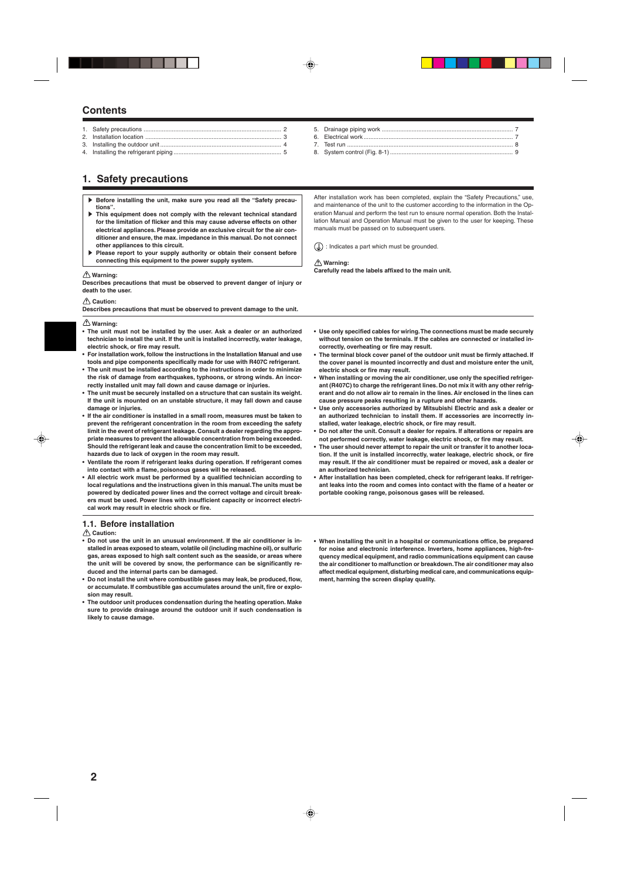## Contents

1. Safety precautions .................................................................................... 2
2. Installation location .................................................................................. 3
3. Installing the outdoor unit ......................................................................... 4
4. Installing the refrigerant piping ................................................................. 5
5. Drainage piping work ................................................................................ 7
6. Electrical work ........................................................................................... 7
7. Test run ..................................................................................................... 8
8. System control (Fig. 8-1) ........................................................................... 9

## 1. Safety precautions

- ▶ **Before installing the unit, make sure you read all the "Safety precautions".**
- ▶ **This equipment does not comply with the relevant technical standard for the limitation of flicker and this may cause adverse effects on other electrical appliances. Please provide an exclusive circuit for the air conditioner and ensure, the max. impedance in this manual. Do not connect other appliances to this circuit.**
- ▶ **Please report to your supply authority or obtain their consent before connecting this equipment to the power supply system.**

⚠ **Warning:**
**Describes precautions that must be observed to prevent danger of injury or death to the user.**

⚠ **Caution:**
**Describes precautions that must be observed to prevent damage to the unit.**

After installation work has been completed, explain the "Safety Precautions," use, and maintenance of the unit to the customer according to the information in the Operation Manual and perform the test run to ensure normal operation. Both the Installation Manual and Operation Manual must be given to the user for keeping. These manuals must be passed on to subsequent users.

⏚ : Indicates a part which must be grounded.

⚠ **Warning:**
**Carefully read the labels affixed to the main unit.**

⚠ **Warning:**

- **The unit must not be installed by the user. Ask a dealer or an authorized technician to install the unit. If the unit is installed incorrectly, water leakage, electric shock, or fire may result.**
- **For installation work, follow the instructions in the Installation Manual and use tools and pipe components specifically made for use with R407C refrigerant.**
- **The unit must be installed according to the instructions in order to minimize the risk of damage from earthquakes, typhoons, or strong winds. An incorrectly installed unit may fall down and cause damage or injuries.**
- **The unit must be securely installed on a structure that can sustain its weight. If the unit is mounted on an unstable structure, it may fall down and cause damage or injuries.**
- **If the air conditioner is installed in a small room, measures must be taken to prevent the refrigerant concentration in the room from exceeding the safety limit in the event of refrigerant leakage. Consult a dealer regarding the appropriate measures to prevent the allowable concentration from being exceeded. Should the refrigerant leak and cause the concentration limit to be exceeded, hazards due to lack of oxygen in the room may result.**
- **Ventilate the room if refrigerant leaks during operation. If refrigerant comes into contact with a flame, poisonous gases will be released.**
- **All electric work must be performed by a qualified technician according to local regulations and the instructions given in this manual. The units must be powered by dedicated power lines and the correct voltage and circuit breakers must be used. Power lines with insufficient capacity or incorrect electrical work may result in electric shock or fire.**
- **Use only specified cables for wiring. The connections must be made securely without tension on the terminals. If the cables are connected or installed incorrectly, overheating or fire may result.**
- **The terminal block cover panel of the outdoor unit must be firmly attached. If the cover panel is mounted incorrectly and dust and moisture enter the unit, electric shock or fire may result.**
- **When installing or moving the air conditioner, use only the specified refrigerant (R407C) to charge the refrigerant lines. Do not mix it with any other refrigerant and do not allow air to remain in the lines. Air enclosed in the lines can cause pressure peaks resulting in a rupture and other hazards.**
- **Use only accessories authorized by Mitsubishi Electric and ask a dealer or an authorized technician to install them. If accessories are incorrectly installed, water leakage, electric shock, or fire may result.**
- **Do not alter the unit. Consult a dealer for repairs. If alterations or repairs are not performed correctly, water leakage, electric shock, or fire may result.**
- **The user should never attempt to repair the unit or transfer it to another location. If the unit is installed incorrectly, water leakage, electric shock, or fire may result. If the air conditioner must be repaired or moved, ask a dealer or an authorized technician.**
- **After installation has been completed, check for refrigerant leaks. If refrigerant leaks into the room and comes into contact with the flame of a heater or portable cooking range, poisonous gases will be released.**

### 1.1. Before installation

⚠ **Caution:**

- **Do not use the unit in an unusual environment. If the air conditioner is installed in areas exposed to steam, volatile oil (including machine oil), or sulfuric gas, areas exposed to high salt content such as the seaside, or areas where the unit will be covered by snow, the performance can be significantly reduced and the internal parts can be damaged.**
- **Do not install the unit where combustible gases may leak, be produced, flow, or accumulate. If combustible gas accumulates around the unit, fire or explosion may result.**
- **The outdoor unit produces condensation during the heating operation. Make sure to provide drainage around the outdoor unit if such condensation is likely to cause damage.**
- **When installing the unit in a hospital or communications office, be prepared for noise and electronic interference. Inverters, home appliances, high-frequency medical equipment, and radio communications equipment can cause the air conditioner to malfunction or breakdown. The air conditioner may also affect medical equipment, disturbing medical care, and communications equipment, harming the screen display quality.**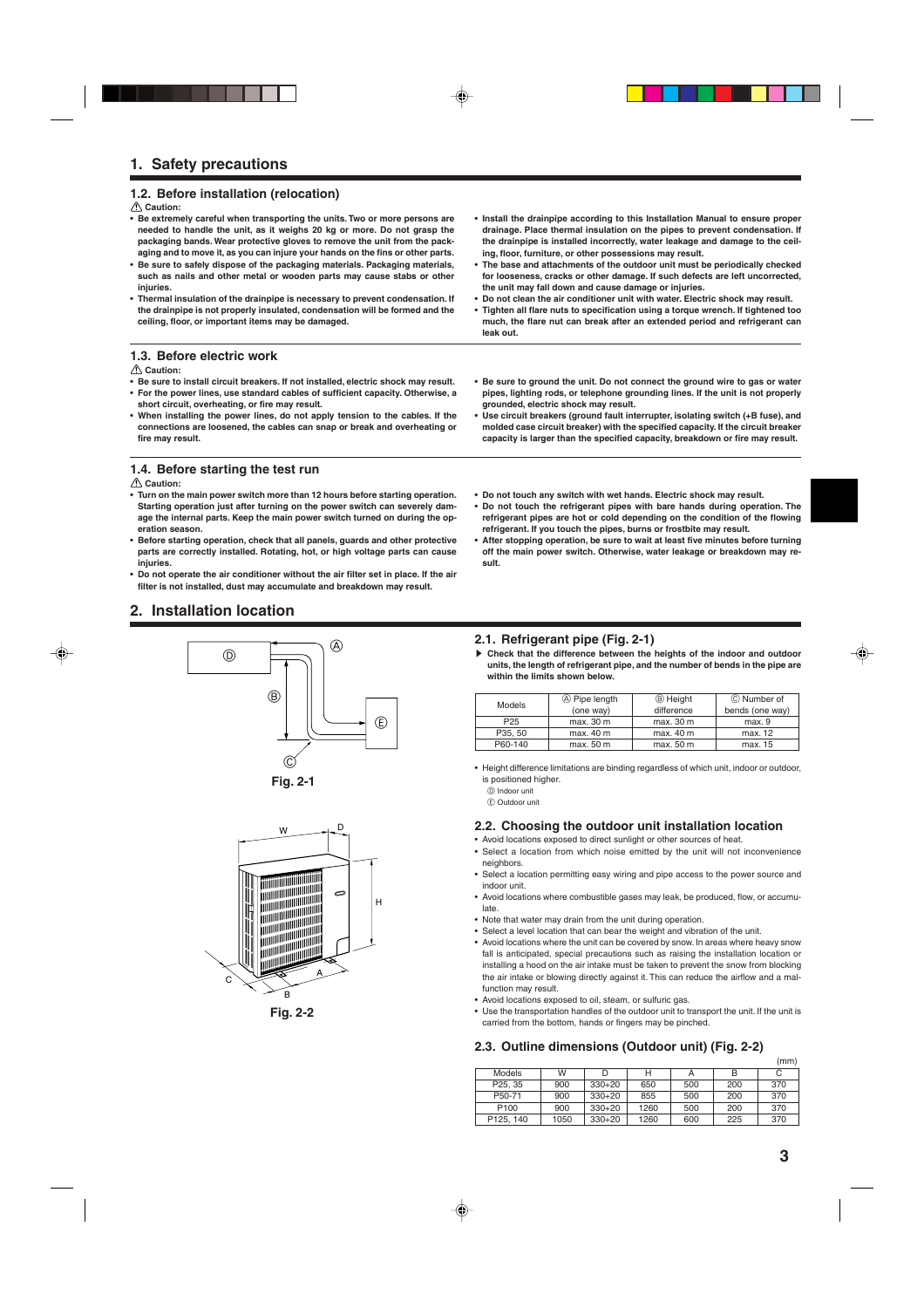# 1. Safety precautions

## 1.2. Before installation (relocation)

⚠ **Caution:**

- **Be extremely careful when transporting the units. Two or more persons are needed to handle the unit, as it weighs 20 kg or more. Do not grasp the packaging bands. Wear protective gloves to remove the unit from the packaging and to move it, as you can injure your hands on the fins or other parts.**
- **Be sure to safely dispose of the packaging materials. Packaging materials, such as nails and other metal or wooden parts may cause stabs or other injuries.**
- **Thermal insulation of the drainpipe is necessary to prevent condensation. If the drainpipe is not properly insulated, condensation will be formed and the ceiling, floor, or important items may be damaged.**
- **Install the drainpipe according to this Installation Manual to ensure proper drainage. Place thermal insulation on the pipes to prevent condensation. If the drainpipe is installed incorrectly, water leakage and damage to the ceiling, floor, furniture, or other possessions may result.**
- **The base and attachments of the outdoor unit must be periodically checked for looseness, cracks or other damage. If such defects are left uncorrected, the unit may fall down and cause damage or injuries.**
- **Do not clean the air conditioner unit with water. Electric shock may result.**
- **Tighten all flare nuts to specification using a torque wrench. If tightened too much, the flare nut can break after an extended period and refrigerant can leak out.**

## 1.3. Before electric work

⚠ **Caution:**

- **Be sure to install circuit breakers. If not installed, electric shock may result.**
- **For the power lines, use standard cables of sufficient capacity. Otherwise, a short circuit, overheating, or fire may result.**
- **When installing the power lines, do not apply tension to the cables. If the connections are loosened, the cables can snap or break and overheating or fire may result.**
- **Be sure to ground the unit. Do not connect the ground wire to gas or water pipes, lighting rods, or telephone grounding lines. If the unit is not properly grounded, electric shock may result.**
- **Use circuit breakers (ground fault interrupter, isolating switch (+B fuse), and molded case circuit breaker) with the specified capacity. If the circuit breaker capacity is larger than the specified capacity, breakdown or fire may result.**

## 1.4. Before starting the test run

⚠ **Caution:**

- **Turn on the main power switch more than 12 hours before starting operation. Starting operation just after turning on the power switch can severely damage the internal parts. Keep the main power switch turned on during the operation season.**
- **Before starting operation, check that all panels, guards and other protective parts are correctly installed. Rotating, hot, or high voltage parts can cause injuries.**
- **Do not operate the air conditioner without the air filter set in place. If the air filter is not installed, dust may accumulate and breakdown may result.**
- **Do not touch any switch with wet hands. Electric shock may result.**
- **Do not touch the refrigerant pipes with bare hands during operation. The refrigerant pipes are hot or cold depending on the condition of the flowing refrigerant. If you touch the pipes, burns or frostbite may result.**
- **After stopping operation, be sure to wait at least five minutes before turning off the main power switch. Otherwise, water leakage or breakdown may result.**

# 2. Installation location

Fig. 2-1

Fig. 2-2

## 2.1. Refrigerant pipe (Fig. 2-1)

▶ **Check that the difference between the heights of the indoor and outdoor units, the length of refrigerant pipe, and the number of bends in the pipe are within the limits shown below.**

| Models | Ⓐ Pipe length (one way) | Ⓑ Height difference | Ⓒ Number of bends (one way) |
|---|---|---|---|
| P25 | max. 30 m | max. 30 m | max. 9 |
| P35, 50 | max. 40 m | max. 40 m | max. 12 |
| P60-140 | max. 50 m | max. 50 m | max. 15 |

- Height difference limitations are binding regardless of which unit, indoor or outdoor, is positioned higher.

Ⓓ Indoor unit
Ⓔ Outdoor unit

## 2.2. Choosing the outdoor unit installation location

- Avoid locations exposed to direct sunlight or other sources of heat.
- Select a location from which noise emitted by the unit will not inconvenience neighbors.
- Select a location permitting easy wiring and pipe access to the power source and indoor unit.
- Avoid locations where combustible gases may leak, be produced, flow, or accumulate.
- Note that water may drain from the unit during operation.
- Select a level location that can bear the weight and vibration of the unit.
- Avoid locations where the unit can be covered by snow. In areas where heavy snow fall is anticipated, special precautions such as raising the installation location or installing a hood on the air intake must be taken to prevent the snow from blocking the air intake or blowing directly against it. This can reduce the airflow and a malfunction may result.
- Avoid locations exposed to oil, steam, or sulfuric gas.
- Use the transportation handles of the outdoor unit to transport the unit. If the unit is carried from the bottom, hands or fingers may be pinched.

## 2.3. Outline dimensions (Outdoor unit) (Fig. 2-2)

(mm)

| Models | W | D | H | A | B | C |
|---|---|---|---|---|---|---|
| P25, 35 | 900 | 330+20 | 650 | 500 | 200 | 370 |
| P50-71 | 900 | 330+20 | 855 | 500 | 200 | 370 |
| P100 | 900 | 330+20 | 1260 | 500 | 200 | 370 |
| P125, 140 | 1050 | 330+20 | 1260 | 600 | 225 | 370 |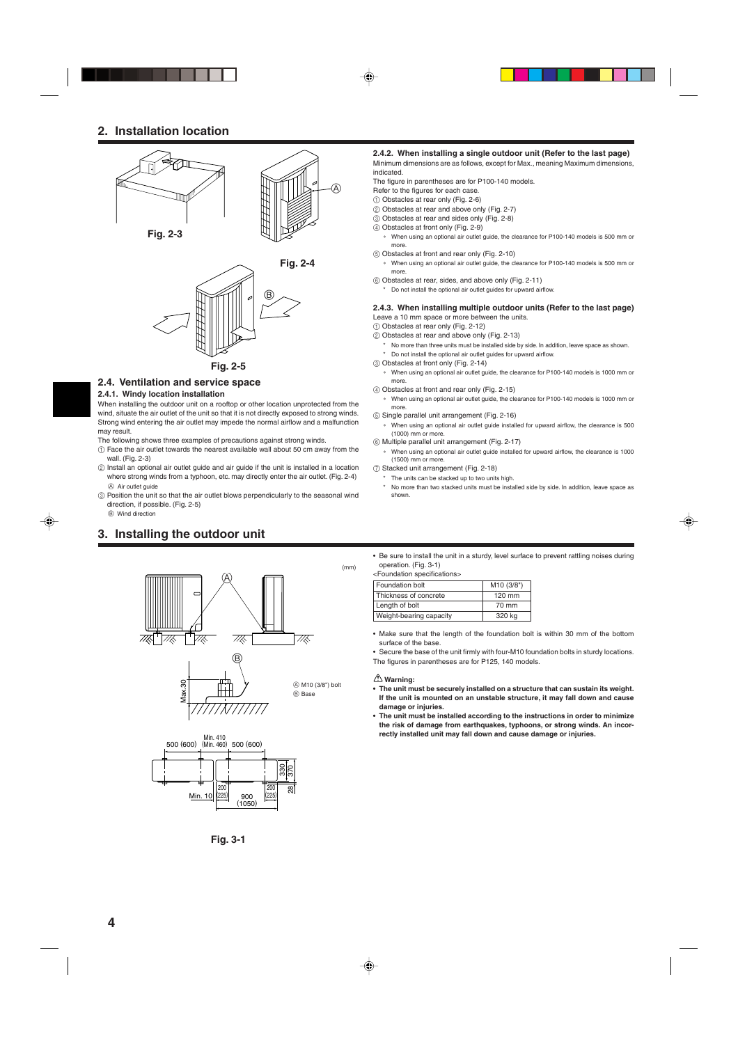## 2. Installation location

Fig. 2-3

Fig. 2-4

Fig. 2-5

### 2.4. Ventilation and service space

#### 2.4.1. Windy location installation

When installing the outdoor unit on a rooftop or other location unprotected from the wind, situate the air outlet of the unit so that it is not directly exposed to strong winds. Strong wind entering the air outlet may impede the normal airflow and a malfunction may result.

The following shows three examples of precautions against strong winds.

① Face the air outlet towards the nearest available wall about 50 cm away from the wall. (Fig. 2-3)

② Install an optional air outlet guide and air guide if the unit is installed in a location where strong winds from a typhoon, etc. may directly enter the air outlet. (Fig. 2-4)
  Ⓐ Air outlet guide

③ Position the unit so that the air outlet blows perpendicularly to the seasonal wind direction, if possible. (Fig. 2-5)
  Ⓑ Wind direction

#### 2.4.2. When installing a single outdoor unit (Refer to the last page)

Minimum dimensions are as follows, except for Max., meaning Maximum dimensions, indicated.

The figure in parentheses are for P100-140 models.

Refer to the figures for each case.

① Obstacles at rear only (Fig. 2-6)

② Obstacles at rear and above only (Fig. 2-7)

③ Obstacles at rear and sides only (Fig. 2-8)

④ Obstacles at front only (Fig. 2-9)
  * When using an optional air outlet guide, the clearance for P100-140 models is 500 mm or more.

⑤ Obstacles at front and rear only (Fig. 2-10)
  * When using an optional air outlet guide, the clearance for P100-140 models is 500 mm or more.

⑥ Obstacles at rear, sides, and above only (Fig. 2-11)
  * Do not install the optional air outlet guides for upward airflow.

#### 2.4.3. When installing multiple outdoor units (Refer to the last page)

Leave a 10 mm space or more between the units.

① Obstacles at rear only (Fig. 2-12)

② Obstacles at rear and above only (Fig. 2-13)
  * No more than three units must be installed side by side. In addition, leave space as shown.
  * Do not install the optional air outlet guides for upward airflow.

③ Obstacles at front only (Fig. 2-14)
  * When using an optional air outlet guide, the clearance for P100-140 models is 1000 mm or more.

④ Obstacles at front and rear only (Fig. 2-15)
  * When using an optional air outlet guide, the clearance for P100-140 models is 1000 mm or more.

⑤ Single parallel unit arrangement (Fig. 2-16)
  * When using an optional air outlet guide installed for upward airflow, the clearance is 500 (1000) mm or more.

⑥ Multiple parallel unit arrangement (Fig. 2-17)
  * When using an optional air outlet guide installed for upward airflow, the clearance is 1000 (1500) mm or more.

⑦ Stacked unit arrangement (Fig. 2-18)
  * The units can be stacked up to two units high.
  * No more than two stacked units must be installed side by side. In addition, leave space as shown.

## 3. Installing the outdoor unit

(mm)

Ⓐ M10 (3/8") bolt
Ⓑ Base

Max. 30

Min. 410 (Min. 460)
500 (600)   500 (600)
Min. 10   200 (225)   900 (1050)   200 (225)   330   370   28

Fig. 3-1

- Be sure to install the unit in a sturdy, level surface to prevent rattling noises during operation. (Fig. 3-1)

<Foundation specifications>

| Foundation bolt | M10 (3/8") |
|---|---|
| Thickness of concrete | 120 mm |
| Length of bolt | 70 mm |
| Weight-bearing capacity | 320 kg |

- Make sure that the length of the foundation bolt is within 30 mm of the bottom surface of the base.
- Secure the base of the unit firmly with four-M10 foundation bolts in sturdy locations.

The figures in parentheses are for P125, 140 models.

⚠ **Warning:**

- **The unit must be securely installed on a structure that can sustain its weight. If the unit is mounted on an unstable structure, it may fall down and cause damage or injuries.**
- **The unit must be installed according to the instructions in order to minimize the risk of damage from earthquakes, typhoons, or strong winds. An incorrectly installed unit may fall down and cause damage or injuries.**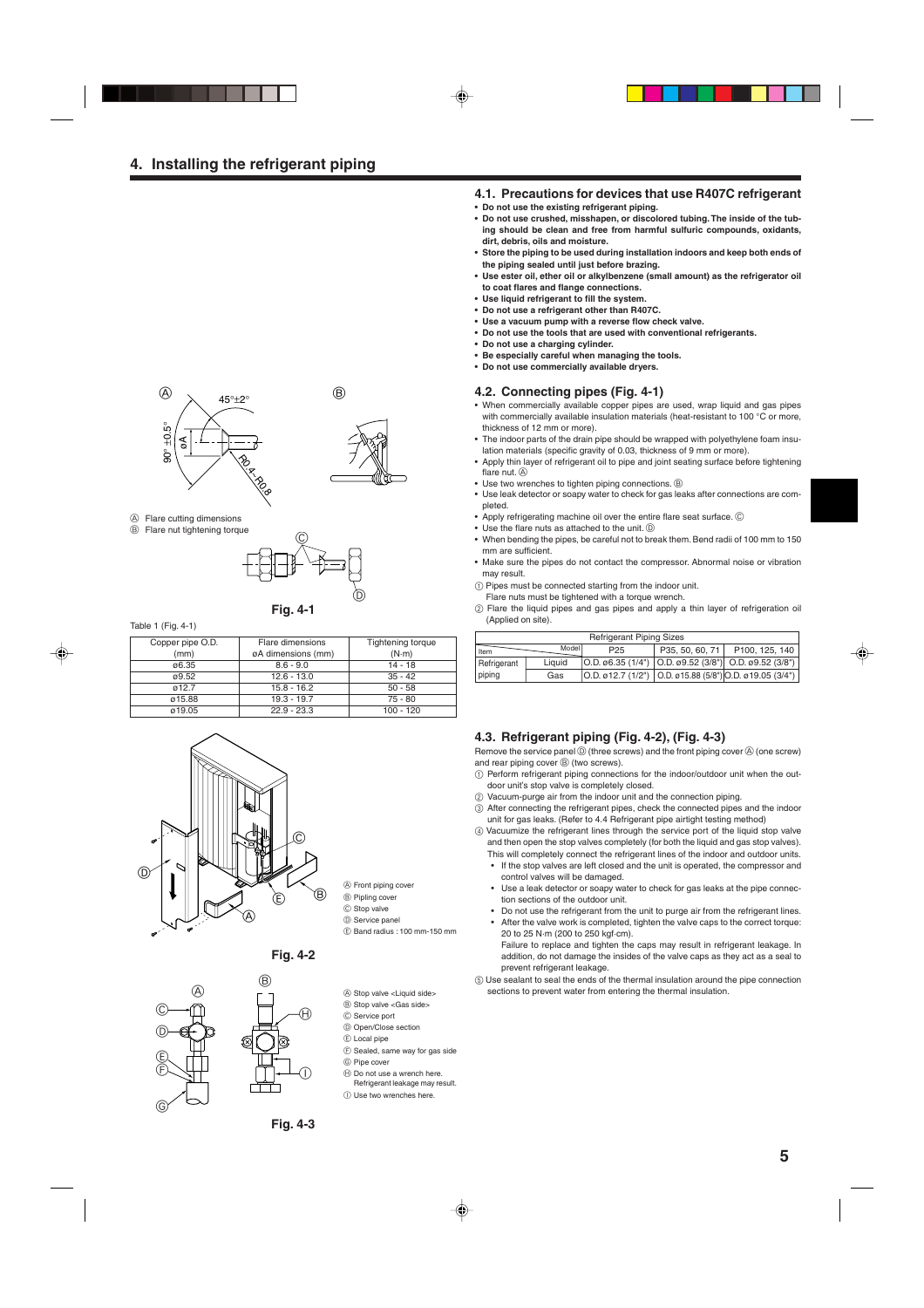# 4. Installing the refrigerant piping

Ⓐ Flare cutting dimensions
Ⓑ Flare nut tightening torque

Fig. 4-1

Table 1 (Fig. 4-1)

| Copper pipe O.D. (mm) | Flare dimensions øA dimensions (mm) | Tightening torque (N·m) |
|---|---|---|
| ø6.35 | 8.6 - 9.0 | 14 - 18 |
| ø9.52 | 12.6 - 13.0 | 35 - 42 |
| ø12.7 | 15.8 - 16.2 | 50 - 58 |
| ø15.88 | 19.3 - 19.7 | 75 - 80 |
| ø19.05 | 22.9 - 23.3 | 100 - 120 |

Ⓐ Front piping cover
Ⓑ Pipling cover
Ⓒ Stop valve
Ⓓ Service panel
Ⓔ Band radius : 100 mm-150 mm

Fig. 4-2

Ⓐ Stop valve <Liquid side>
Ⓑ Stop valve <Gas side>
Ⓒ Service port
Ⓓ Open/Close section
Ⓔ Local pipe
Ⓕ Sealed, same way for gas side
Ⓖ Pipe cover
Ⓗ Do not use a wrench here. Refrigerant leakage may result.
Ⓘ Use two wrenches here.

Fig. 4-3

## 4.1. Precautions for devices that use R407C refrigerant

- **Do not use the existing refrigerant piping.**
- **Do not use crushed, misshapen, or discolored tubing. The inside of the tubing should be clean and free from harmful sulfuric compounds, oxidants, dirt, debris, oils and moisture.**
- **Store the piping to be used during installation indoors and keep both ends of the piping sealed until just before brazing.**
- **Use ester oil, ether oil or alkylbenzene (small amount) as the refrigerator oil to coat flares and flange connections.**
- **Use liquid refrigerant to fill the system.**
- **Do not use a refrigerant other than R407C.**
- **Use a vacuum pump with a reverse flow check valve.**
- **Do not use the tools that are used with conventional refrigerants.**
- **Do not use a charging cylinder.**
- **Be especially careful when managing the tools.**
- **Do not use commercially available dryers.**

## 4.2. Connecting pipes (Fig. 4-1)

- When commercially available copper pipes are used, wrap liquid and gas pipes with commercially available insulation materials (heat-resistant to 100 °C or more, thickness of 12 mm or more).
- The indoor parts of the drain pipe should be wrapped with polyethylene foam insulation materials (specific gravity of 0.03, thickness of 9 mm or more).
- Apply thin layer of refrigerant oil to pipe and joint seating surface before tightening flare nut. Ⓐ
- Use two wrenches to tighten piping connections. Ⓑ
- Use leak detector or soapy water to check for gas leaks after connections are completed.
- Apply refrigerating machine oil over the entire flare seat surface. Ⓒ
- Use the flare nuts as attached to the unit. Ⓓ
- When bending the pipes, be careful not to break them. Bend radii of 100 mm to 150 mm are sufficient.
- Make sure the pipes do not contact the compressor. Abnormal noise or vibration may result.

① Pipes must be connected starting from the indoor unit.
Flare nuts must be tightened with a torque wrench.
② Flare the liquid pipes and gas pipes and apply a thin layer of refrigeration oil (Applied on site).

| Refrigerant Piping Sizes | | | | |
|---|---|---|---|---|
| Item \ Model | | P25 | P35, 50, 60, 71 | P100, 125, 140 |
| Refrigerant piping | Liquid | O.D. ø6.35 (1/4") | O.D. ø9.52 (3/8") | O.D. ø9.52 (3/8") |
| | Gas | O.D. ø12.7 (1/2") | O.D. ø15.88 (5/8") | O.D. ø19.05 (3/4") |

## 4.3. Refrigerant piping (Fig. 4-2), (Fig. 4-3)

Remove the service panel Ⓓ (three screws) and the front piping cover Ⓐ (one screw) and rear piping cover Ⓑ (two screws).

① Perform refrigerant piping connections for the indoor/outdoor unit when the outdoor unit's stop valve is completely closed.
② Vacuum-purge air from the indoor unit and the connection piping.
③ After connecting the refrigerant pipes, check the connected pipes and the indoor unit for gas leaks. (Refer to 4.4 Refrigerant pipe airtight testing method)
④ Vacuumize the refrigerant lines through the service port of the liquid stop valve and then open the stop valves completely (for both the liquid and gas stop valves). This will completely connect the refrigerant lines of the indoor and outdoor units.
- If the stop valves are left closed and the unit is operated, the compressor and control valves will be damaged.
- Use a leak detector or soapy water to check for gas leaks at the pipe connection sections of the outdoor unit.
- Do not use the refrigerant from the unit to purge air from the refrigerant lines.
- After the valve work is completed, tighten the valve caps to the correct torque: 20 to 25 N·m (200 to 250 kgf·cm).
Failure to replace and tighten the caps may result in refrigerant leakage. In addition, do not damage the insides of the valve caps as they act as a seal to prevent refrigerant leakage.

⑤ Use sealant to seal the ends of the thermal insulation around the pipe connection sections to prevent water from entering the thermal insulation.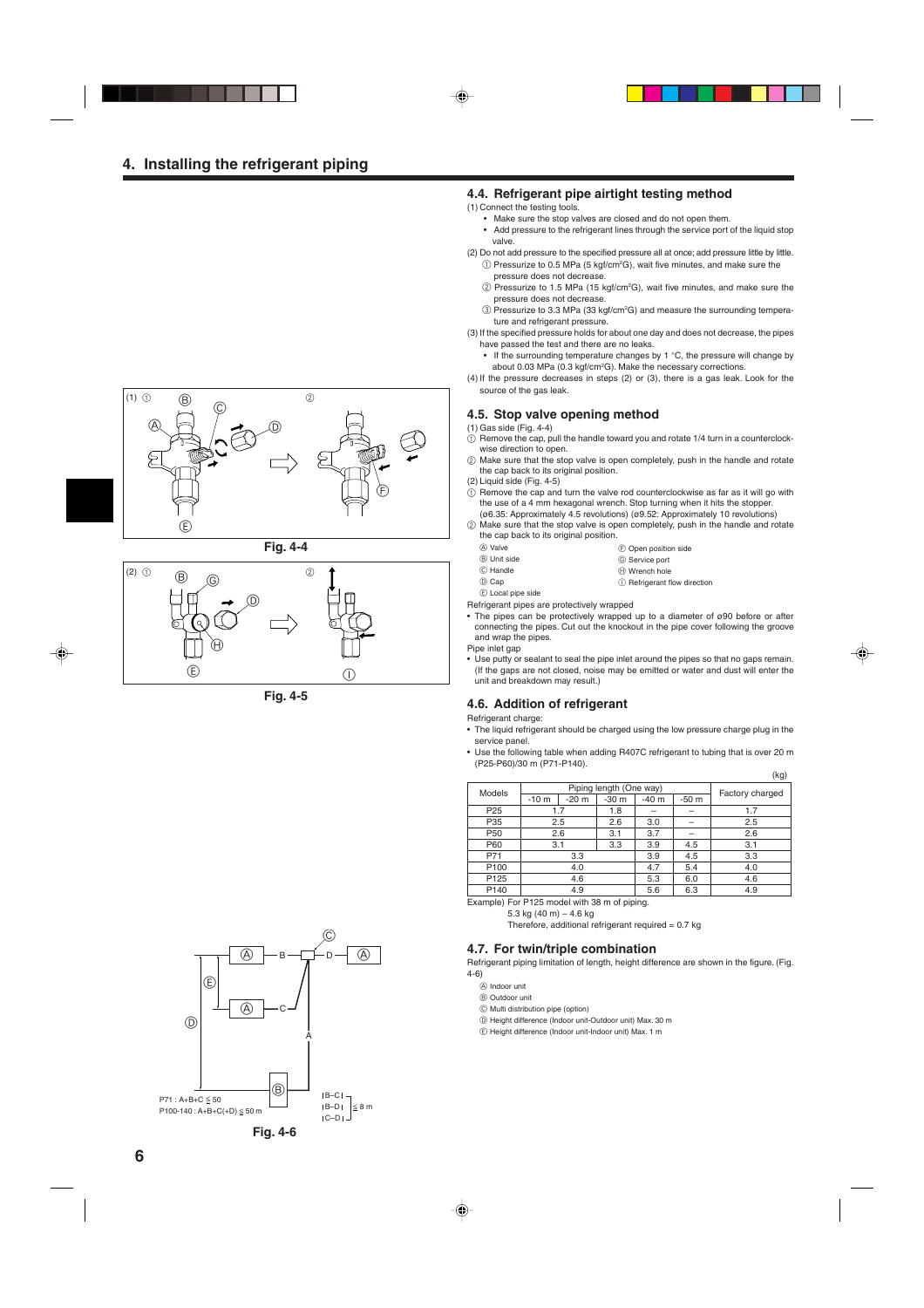## 4. Installing the refrigerant piping

### 4.4. Refrigerant pipe airtight testing method

(1) Connect the testing tools.
- Make sure the stop valves are closed and do not open them.
- Add pressure to the refrigerant lines through the service port of the liquid stop valve.

(2) Do not add pressure to the specified pressure all at once; add pressure little by little.
① Pressurize to 0.5 MPa (5 kgf/cm²G), wait five minutes, and make sure the pressure does not decrease.
② Pressurize to 1.5 MPa (15 kgf/cm²G), wait five minutes, and make sure the pressure does not decrease.
③ Pressurize to 3.3 MPa (33 kgf/cm²G) and measure the surrounding temperature and refrigerant pressure.

(3) If the specified pressure holds for about one day and does not decrease, the pipes have passed the test and there are no leaks.
- If the surrounding temperature changes by 1 °C, the pressure will change by about 0.03 MPa (0.3 kgf/cm²G). Make the necessary corrections.

(4) If the pressure decreases in steps (2) or (3), there is a gas leak. Look for the source of the gas leak.

### 4.5. Stop valve opening method

(1) Gas side (Fig. 4-4)
① Remove the cap, pull the handle toward you and rotate 1/4 turn in a counterclockwise direction to open.
② Make sure that the stop valve is open completely, push in the handle and rotate the cap back to its original position.

(2) Liquid side (Fig. 4-5)
① Remove the cap and turn the valve rod counterclockwise as far as it will go with the use of a 4 mm hexagonal wrench. Stop turning when it hits the stopper. (ø6.35: Approximately 4.5 revolutions) (ø9.52: Approximately 10 revolutions)
② Make sure that the stop valve is open completely, push in the handle and rotate the cap back to its original position.

Ⓐ Valve
Ⓑ Unit side
Ⓒ Handle
Ⓓ Cap
Ⓔ Local pipe side
Ⓕ Open position side
Ⓖ Service port
Ⓗ Wrench hole
Ⓘ Refrigerant flow direction

Fig. 4-4

Fig. 4-5

Refrigerant pipes are protectively wrapped
- The pipes can be protectively wrapped up to a diameter of ø90 before or after connecting the pipes. Cut out the knockout in the pipe cover following the groove and wrap the pipes.

Pipe inlet gap
- Use putty or sealant to seal the pipe inlet around the pipes so that no gaps remain. (If the gaps are not closed, noise may be emitted or water and dust will enter the unit and breakdown may result.)

### 4.6. Addition of refrigerant

Refrigerant charge:
- The liquid refrigerant should be charged using the low pressure charge plug in the service panel.
- Use the following table when adding R407C refrigerant to tubing that is over 20 m (P25-P60)/30 m (P71-P140).

(kg)

| Models | Piping length (One way) | | | | | Factory charged |
|---|---|---|---|---|---|---|
| | -10 m | -20 m | -30 m | -40 m | -50 m | |
| P25 | 1.7 | | 1.8 | – | – | 1.7 |
| P35 | 2.5 | | 2.6 | 3.0 | – | 2.5 |
| P50 | 2.6 | | 3.1 | 3.7 | – | 2.6 |
| P60 | 3.1 | | 3.3 | 3.9 | 4.5 | 3.1 |
| P71 | 3.3 | | | 3.9 | 4.5 | 3.3 |
| P100 | 4.0 | | | 4.7 | 5.4 | 4.0 |
| P125 | 4.6 | | | 5.3 | 6.0 | 4.6 |
| P140 | 4.9 | | | 5.6 | 6.3 | 4.9 |

Example) For P125 model with 38 m of piping.
5.3 kg (40 m) – 4.6 kg
Therefore, additional refrigerant required = 0.7 kg

### 4.7. For twin/triple combination

Refrigerant piping limitation of length, height difference are shown in the figure. (Fig. 4-6)

Ⓐ Indoor unit
Ⓑ Outdoor unit
Ⓒ Multi distribution pipe (option)
Ⓓ Height difference (Indoor unit-Outdoor unit) Max. 30 m
Ⓔ Height difference (Indoor unit-Indoor unit) Max. 1 m

P71 : A+B+C ≦ 50
P100-140 : A+B+C(+D) ≦ 50 m

|B–C|, |B–D|, |C–D| ≦ 8 m

Fig. 4-6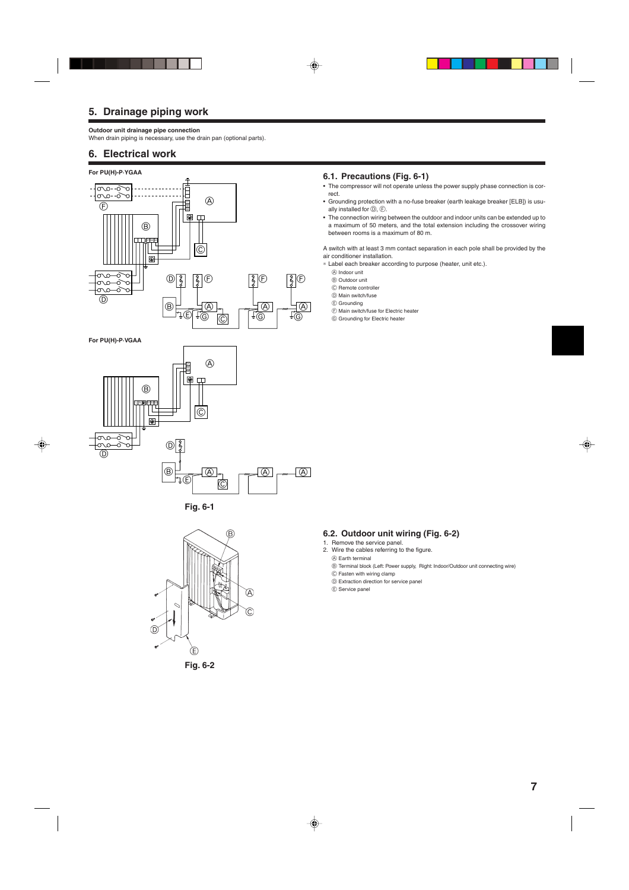## 5. Drainage piping work

**Outdoor unit drainage pipe connection**

When drain piping is necessary, use the drain pan (optional parts).

## 6. Electrical work

**For PU(H)-P·YGAA**

**For PU(H)-P·VGAA**

Fig. 6-1

### 6.1. Precautions (Fig. 6-1)

- The compressor will not operate unless the power supply phase connection is correct.
- Grounding protection with a no-fuse breaker (earth leakage breaker [ELB]) is usually installed for Ⓓ, Ⓕ.
- The connection wiring between the outdoor and indoor units can be extended up to a maximum of 50 meters, and the total extension including the crossover wiring between rooms is a maximum of 80 m.

A switch with at least 3 mm contact separation in each pole shall be provided by the air conditioner installation.

* Label each breaker according to purpose (heater, unit etc.).

Ⓐ Indoor unit
Ⓑ Outdoor unit
Ⓒ Remote controller
Ⓓ Main switch/fuse
Ⓔ Grounding
Ⓕ Main switch/fuse for Electric heater
Ⓖ Grounding for Electric heater

Fig. 6-2

### 6.2. Outdoor unit wiring (Fig. 6-2)

1. Remove the service panel.
2. Wire the cables referring to the figure.

Ⓐ Earth terminal
Ⓑ Terminal block (Left: Power supply, Right: Indoor/Outdoor unit connecting wire)
Ⓒ Fasten with wiring clamp
Ⓓ Extraction direction for service panel
Ⓔ Service panel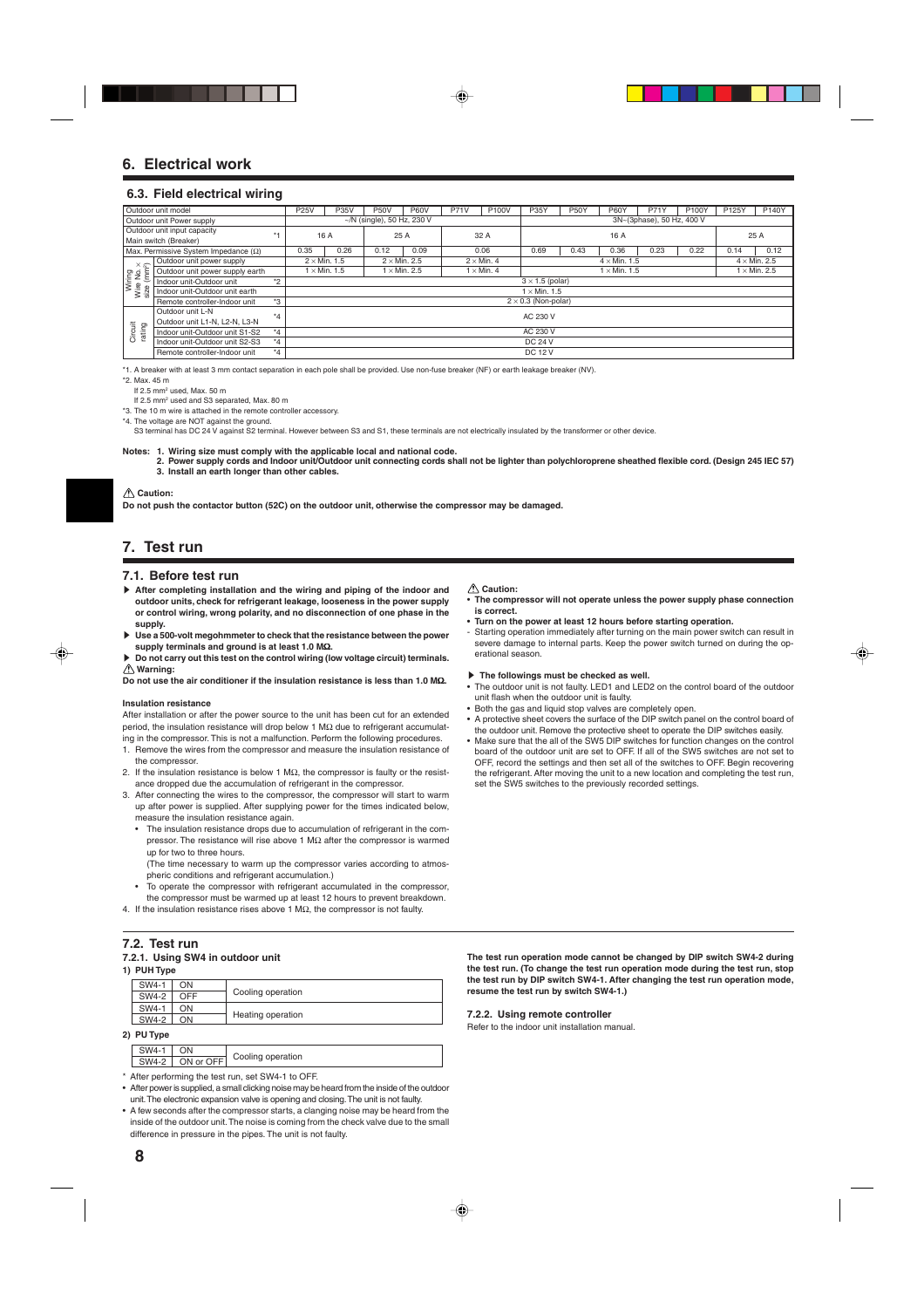# 6. Electrical work

## 6.3. Field electrical wiring

| Outdoor unit model | | | P25V | P35V | P50V | P60V | P71V | P100V | P35Y | P50Y | P60Y | P71Y | P100Y | P125Y | P140Y |
|---|---|---|---|---|---|---|---|---|---|---|---|---|---|---|---|
| Outdoor unit Power supply | | | ~/N (single), 50 Hz, 230 V | | | | | | 3N~(3phase), 50 Hz, 400 V | | | | | | |
| Outdoor unit input capacity Main switch (Breaker) | | *1 | 16 A | | 25 A | | 32 A | | 16 A | | | | | 25 A | |
| Max. Permissive System Impedance (Ω) | | | 0.35 | 0.26 | 0.12 | 0.09 | 0.06 | | 0.69 | 0.43 | 0.36 | 0.23 | 0.22 | 0.14 | 0.12 |
| Wiring Wire No. × size (mm²) | Outdoor unit power supply | | 2 × Min. 1.5 | | 2 × Min. 2.5 | | 2 × Min. 4 | | 4 × Min. 1.5 | | | | | 4 × Min. 2.5 | |
| | Outdoor unit power supply earth | | 1 × Min. 1.5 | | 1 × Min. 2.5 | | 1 × Min. 4 | | 1 × Min. 1.5 | | | | | 1 × Min. 2.5 | |
| | Indoor unit-Outdoor unit | *2 | 3 × 1.5 (polar) | | | | | | | | | | | | |
| | Indoor unit-Outdoor unit earth | | 1 × Min. 1.5 | | | | | | | | | | | | |
| | Remote controller-Indoor unit | *3 | 2 × 0.3 (Non-polar) | | | | | | | | | | | | |
| Circuit rating | Outdoor unit L-N Outdoor unit L1-N, L2-N, L3-N | *4 | AC 230 V | | | | | | | | | | | | |
| | Indoor unit-Outdoor unit S1-S2 | *4 | AC 230 V | | | | | | | | | | | | |
| | Indoor unit-Outdoor unit S2-S3 | *4 | DC 24 V | | | | | | | | | | | | |
| | Remote controller-Indoor unit | *4 | DC 12 V | | | | | | | | | | | | |

*1. A breaker with at least 3 mm contact separation in each pole shall be provided. Use non-fuse breaker (NF) or earth leakage breaker (NV).

*2. Max. 45 m
If 2.5 mm² used, Max. 50 m
If 2.5 mm² used and S3 separated, Max. 80 m

*3. The 10 m wire is attached in the remote controller accessory.

*4. The voltage are NOT against the ground.
S3 terminal has DC 24 V against S2 terminal. However between S3 and S1, these terminals are not electrically insulated by the transformer or other device.

**Notes: 1. Wiring size must comply with the applicable local and national code.**
**2. Power supply cords and Indoor unit/Outdoor unit connecting cords shall not be lighter than polychloroprene sheathed flexible cord. (Design 245 IEC 57)**
**3. Install an earth longer than other cables.**

**⚠ Caution:**
**Do not push the contactor button (52C) on the outdoor unit, otherwise the compressor may be damaged.**

# 7. Test run

## 7.1. Before test run

- ▶ **After completing installation and the wiring and piping of the indoor and outdoor units, check for refrigerant leakage, looseness in the power supply or control wiring, wrong polarity, and no disconnection of one phase in the supply.**
- ▶ **Use a 500-volt megohmmeter to check that the resistance between the power supply terminals and ground is at least 1.0 MΩ.**
- ▶ **Do not carry out this test on the control wiring (low voltage circuit) terminals.**

**⚠ Warning:**
**Do not use the air conditioner if the insulation resistance is less than 1.0 MΩ.**

**Insulation resistance**

After installation or after the power source to the unit has been cut for an extended period, the insulation resistance will drop below 1 MΩ due to refrigerant accumulating in the compressor. This is not a malfunction. Perform the following procedures.

1. Remove the wires from the compressor and measure the insulation resistance of the compressor.
2. If the insulation resistance is below 1 MΩ, the compressor is faulty or the resistance dropped due the accumulation of refrigerant in the compressor.
3. After connecting the wires to the compressor, the compressor will start to warm up after power is supplied. After supplying power for the times indicated below, measure the insulation resistance again.
   - The insulation resistance drops due to accumulation of refrigerant in the compressor. The resistance will rise above 1 MΩ after the compressor is warmed up for two to three hours.
     (The time necessary to warm up the compressor varies according to atmospheric conditions and refrigerant accumulation.)
   - To operate the compressor with refrigerant accumulated in the compressor, the compressor must be warmed up at least 12 hours to prevent breakdown.
4. If the insulation resistance rises above 1 MΩ, the compressor is not faulty.

**⚠ Caution:**
- **The compressor will not operate unless the power supply phase connection is correct.**
- **Turn on the power at least 12 hours before starting operation.**
- Starting operation immediately after turning on the main power switch can result in severe damage to internal parts. Keep the power switch turned on during the operational season.

▶ **The followings must be checked as well.**
- The outdoor unit is not faulty. LED1 and LED2 on the control board of the outdoor unit flash when the outdoor unit is faulty.
- Both the gas and liquid stop valves are completely open.
- A protective sheet covers the surface of the DIP switch panel on the control board of the outdoor unit. Remove the protective sheet to operate the DIP switches easily.
- Make sure that the all of the SW5 DIP switches for function changes on the control board of the outdoor unit are set to OFF. If all of the SW5 switches are not set to OFF, record the settings and then set all of the switches to OFF. Begin recovering the refrigerant. After moving the unit to a new location and completing the test run, set the SW5 switches to the previously recorded settings.

## 7.2. Test run

### 7.2.1. Using SW4 in outdoor unit

**1) PUH Type**

| | | |
|---|---|---|
| SW4-1 | ON | Cooling operation |
| SW4-2 | OFF | |
| SW4-1 | ON | Heating operation |
| SW4-2 | ON | |

**2) PU Type**

| | | |
|---|---|---|
| SW4-1 | ON | Cooling operation |
| SW4-2 | ON or OFF | |

\* After performing the test run, set SW4-1 to OFF.

- After power is supplied, a small clicking noise may be heard from the inside of the outdoor unit. The electronic expansion valve is opening and closing. The unit is not faulty.
- A few seconds after the compressor starts, a clanging noise may be heard from the inside of the outdoor unit. The noise is coming from the check valve due to the small difference in pressure in the pipes. The unit is not faulty.

**The test run operation mode cannot be changed by DIP switch SW4-2 during the test run. (To change the test run operation mode during the test run, stop the test run by DIP switch SW4-1. After changing the test run operation mode, resume the test run by switch SW4-1.)**

### 7.2.2. Using remote controller

Refer to the indoor unit installation manual.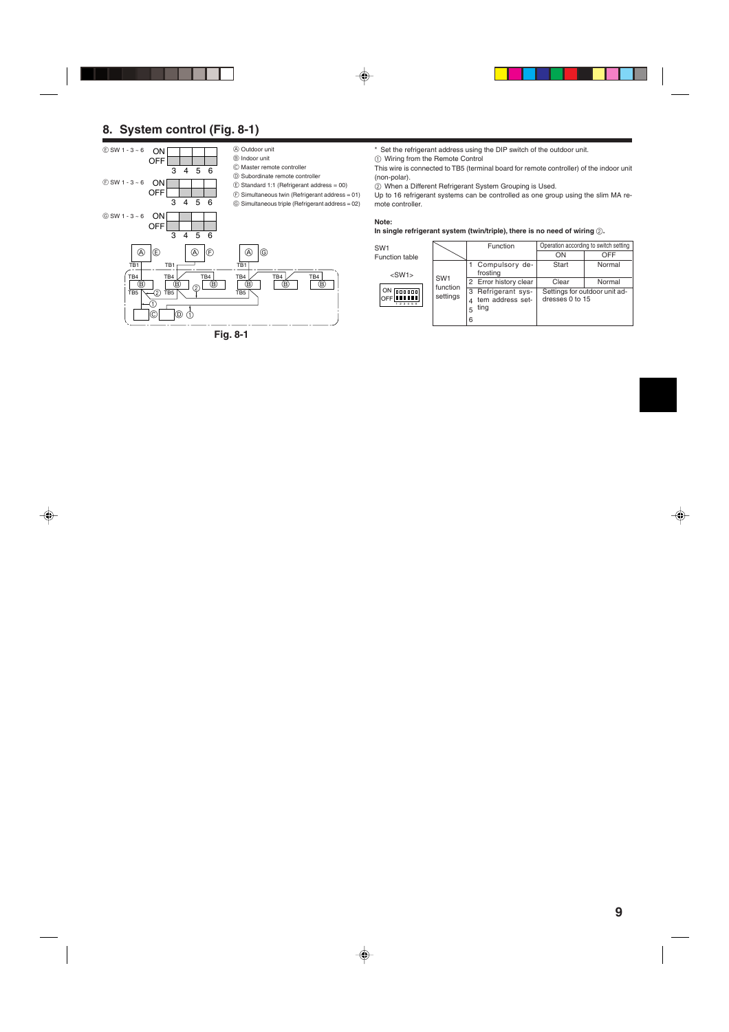## 8. System control (Fig. 8-1)

Ⓔ SW 1 - 3 ~ 6

Ⓕ SW 1 - 3 ~ 6

Ⓖ SW 1 - 3 ~ 6

Ⓐ Outdoor unit
Ⓑ Indoor unit
Ⓒ Master remote controller
Ⓓ Subordinate remote controller
Ⓔ Standard 1:1 (Refrigerant address = 00)
Ⓕ Simultaneous twin (Refrigerant address = 01)
Ⓖ Simultaneous triple (Refrigerant address = 02)

Fig. 8-1

\* Set the refrigerant address using the DIP switch of the outdoor unit.

① Wiring from the Remote Control
This wire is connected to TB5 (terminal board for remote controller) of the indoor unit (non-polar).

② When a Different Refrigerant System Grouping is Used.
Up to 16 refrigerant systems can be controlled as one group using the slim MA remote controller.

**Note:**
**In single refrigerant system (twin/triple), there is no need of wiring ②.**

SW1
Function table

<SW1>

| | Function | Operation according to switch setting | |
|---|---|---|---|
| | | ON | OFF |
| SW1 function settings | 1 Compulsory defrosting | Start | Normal |
| | 2 Error history clear | Clear | Normal |
| | 3 4 5 6 Refrigerant system address setting | Settings for outdoor unit addresses 0 to 15 | |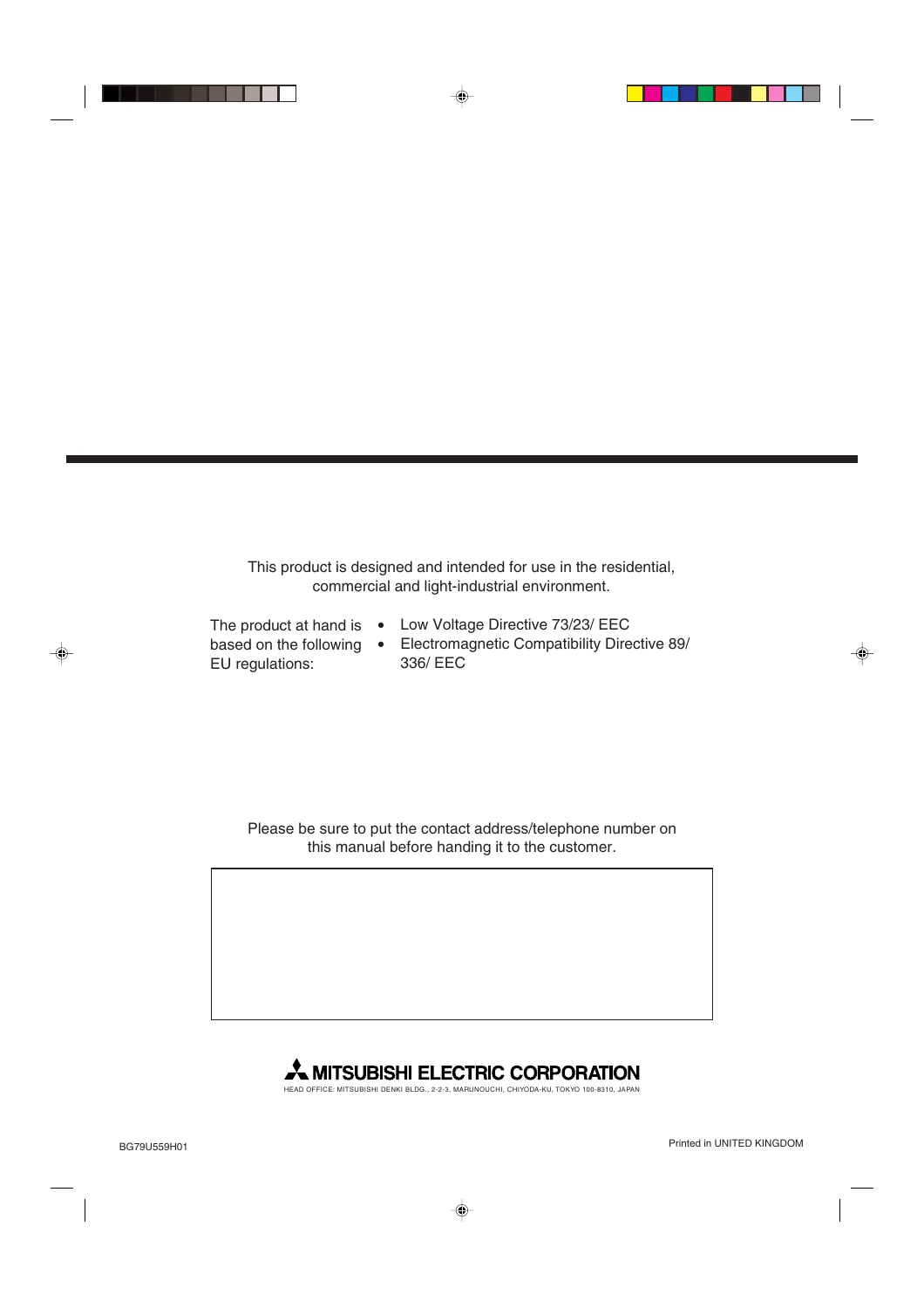This product is designed and intended for use in the residential, commercial and light-industrial environment.

The product at hand is based on the following EU regulations:

- Low Voltage Directive 73/23/ EEC
- Electromagnetic Compatibility Directive 89/ 336/ EEC

Please be sure to put the contact address/telephone number on this manual before handing it to the customer.

| |
|---|
| |

**MITSUBISHI ELECTRIC CORPORATION**

HEAD OFFICE: MITSUBISHI DENKI BLDG., 2-2-3, MARUNOUCHI, CHIYODA-KU, TOKYO 100-8310, JAPAN

BG79U559H01

Printed in UNITED KINGDOM